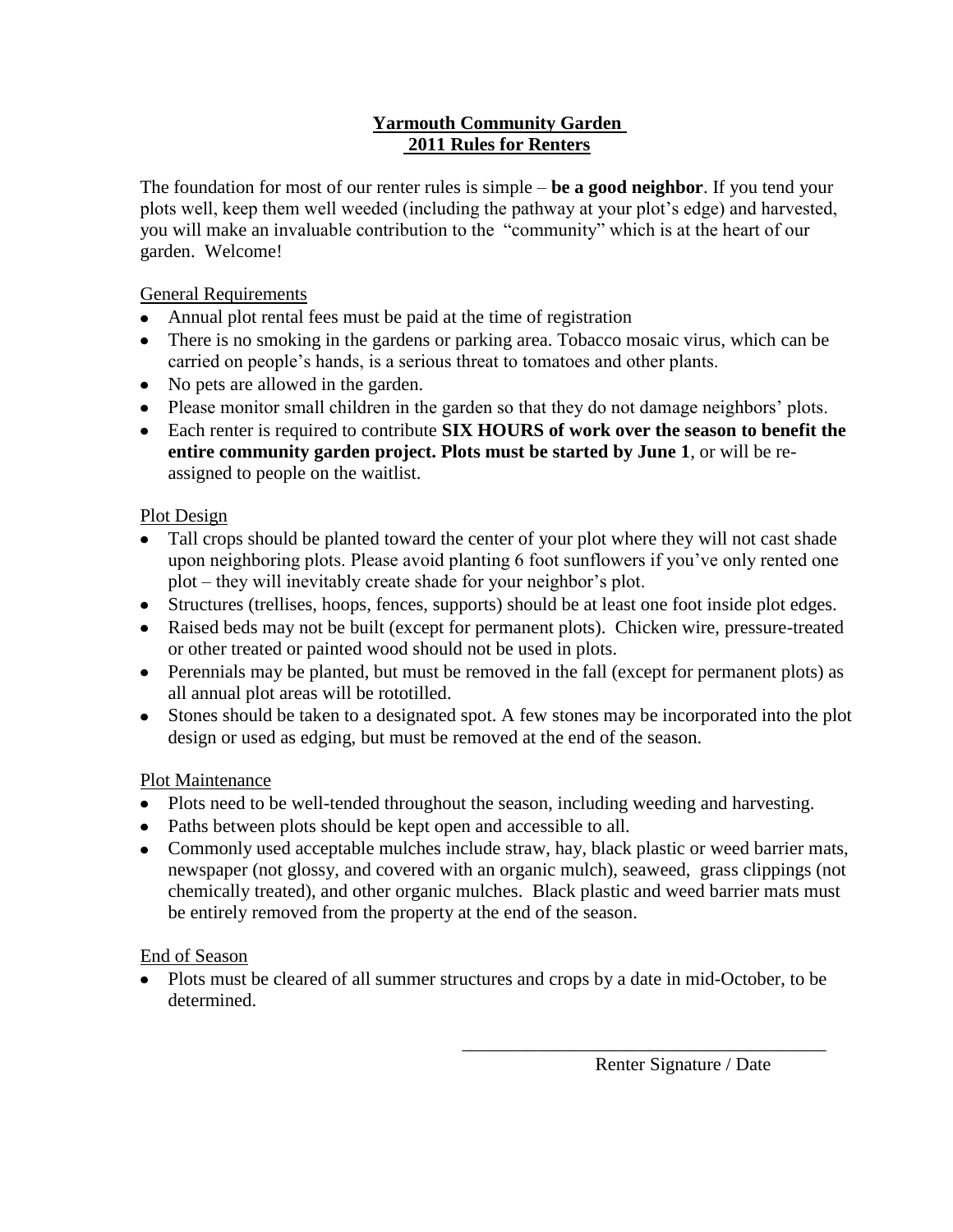# Yarmouth Community Garden
## 2011 Rules for Renters

The foundation for most of our renter rules is simple – **be a good neighbor**. If you tend your plots well, keep them well weeded (including the pathway at your plot's edge) and harvested, you will make an invaluable contribution to the "community" which is at the heart of our garden. Welcome!

### General Requirements

- Annual plot rental fees must be paid at the time of registration
- There is no smoking in the gardens or parking area. Tobacco mosaic virus, which can be carried on people's hands, is a serious threat to tomatoes and other plants.
- No pets are allowed in the garden.
- Please monitor small children in the garden so that they do not damage neighbors' plots.
- Each renter is required to contribute **SIX HOURS of work over the season to benefit the entire community garden project. Plots must be started by June 1**, or will be re-assigned to people on the waitlist.

### Plot Design

- Tall crops should be planted toward the center of your plot where they will not cast shade upon neighboring plots. Please avoid planting 6 foot sunflowers if you've only rented one plot – they will inevitably create shade for your neighbor's plot.
- Structures (trellises, hoops, fences, supports) should be at least one foot inside plot edges.
- Raised beds may not be built (except for permanent plots). Chicken wire, pressure-treated or other treated or painted wood should not be used in plots.
- Perennials may be planted, but must be removed in the fall (except for permanent plots) as all annual plot areas will be rototilled.
- Stones should be taken to a designated spot. A few stones may be incorporated into the plot design or used as edging, but must be removed at the end of the season.

### Plot Maintenance

- Plots need to be well-tended throughout the season, including weeding and harvesting.
- Paths between plots should be kept open and accessible to all.
- Commonly used acceptable mulches include straw, hay, black plastic or weed barrier mats, newspaper (not glossy, and covered with an organic mulch), seaweed, grass clippings (not chemically treated), and other organic mulches. Black plastic and weed barrier mats must be entirely removed from the property at the end of the season.

### End of Season

- Plots must be cleared of all summer structures and crops by a date in mid-October, to be determined.

\_\_\_\_\_\_\_\_\_\_\_\_\_\_\_\_\_\_\_\_\_\_\_\_\_\_\_\_\_\_\_\_\_\_\_\_\_\_\_\_

Renter Signature / Date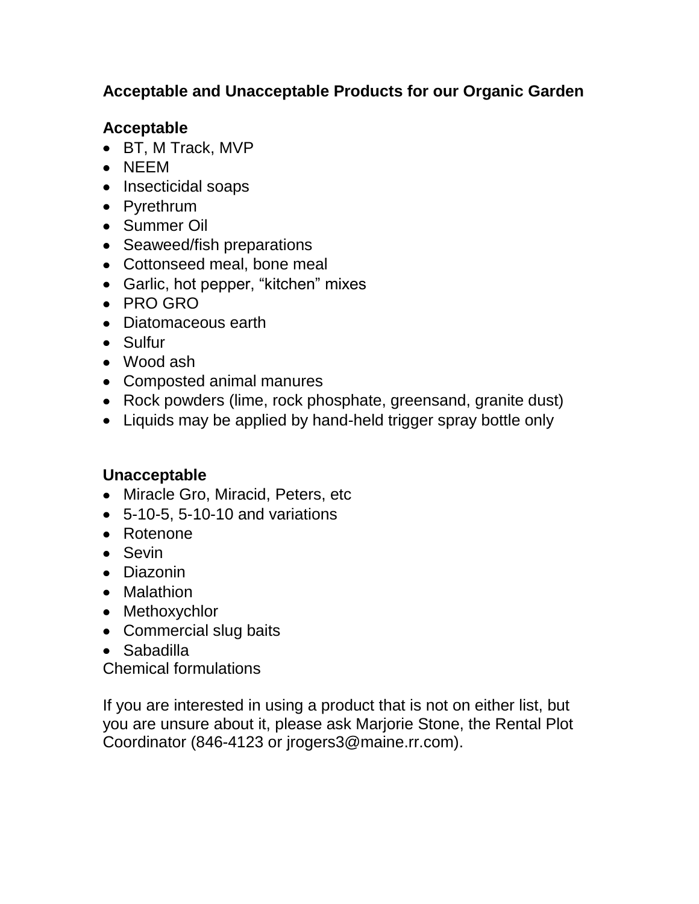**Acceptable and Unacceptable Products for our Organic Garden**

**Acceptable**

- BT, M Track, MVP
- NEEM
- Insecticidal soaps
- Pyrethrum
- Summer Oil
- Seaweed/fish preparations
- Cottonseed meal, bone meal
- Garlic, hot pepper, "kitchen" mixes
- PRO GRO
- Diatomaceous earth
- Sulfur
- Wood ash
- Composted animal manures
- Rock powders (lime, rock phosphate, greensand, granite dust)
- Liquids may be applied by hand-held trigger spray bottle only

**Unacceptable**

- Miracle Gro, Miracid, Peters, etc
- 5-10-5, 5-10-10 and variations
- Rotenone
- Sevin
- Diazonin
- Malathion
- Methoxychlor
- Commercial slug baits
- Sabadilla

Chemical formulations

If you are interested in using a product that is not on either list, but you are unsure about it, please ask Marjorie Stone, the Rental Plot Coordinator (846-4123 or jrogers3@maine.rr.com).